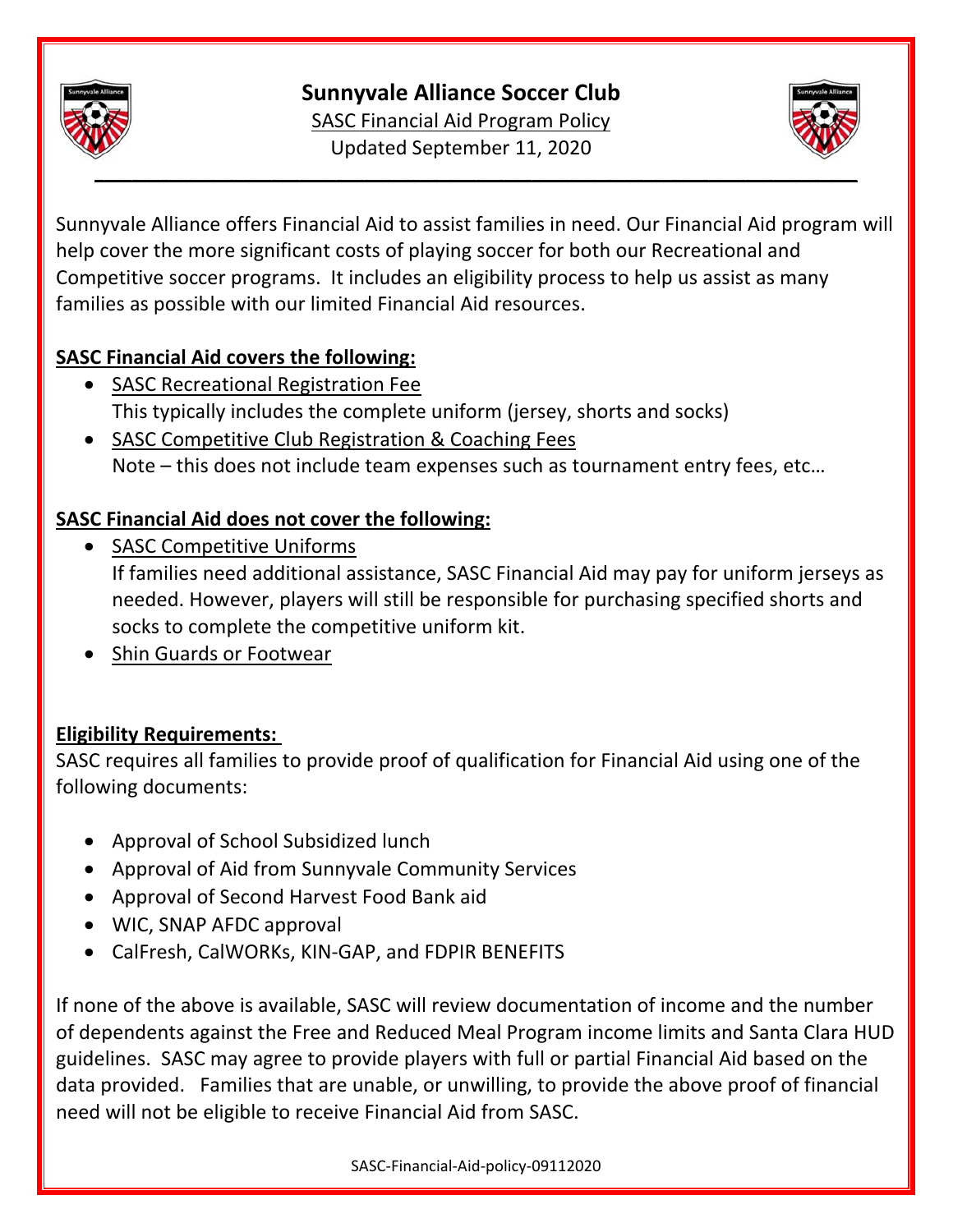# Sunnyvale Alliance Soccer Club

SASC Financial Aid Program Policy

Updated September 11, 2020

Sunnyvale Alliance offers Financial Aid to assist families in need. Our Financial Aid program will help cover the more significant costs of playing soccer for both our Recreational and Competitive soccer programs. It includes an eligibility process to help us assist as many families as possible with our limited Financial Aid resources.

## SASC Financial Aid covers the following:

- SASC Recreational Registration Fee
  This typically includes the complete uniform (jersey, shorts and socks)
- SASC Competitive Club Registration & Coaching Fees
  Note – this does not include team expenses such as tournament entry fees, etc…

## SASC Financial Aid does not cover the following:

- SASC Competitive Uniforms
  If families need additional assistance, SASC Financial Aid may pay for uniform jerseys as needed. However, players will still be responsible for purchasing specified shorts and socks to complete the competitive uniform kit.
- Shin Guards or Footwear

## Eligibility Requirements:

SASC requires all families to provide proof of qualification for Financial Aid using one of the following documents:

- Approval of School Subsidized lunch
- Approval of Aid from Sunnyvale Community Services
- Approval of Second Harvest Food Bank aid
- WIC, SNAP AFDC approval
- CalFresh, CalWORKs, KIN-GAP, and FDPIR BENEFITS

If none of the above is available, SASC will review documentation of income and the number of dependents against the Free and Reduced Meal Program income limits and Santa Clara HUD guidelines. SASC may agree to provide players with full or partial Financial Aid based on the data provided. Families that are unable, or unwilling, to provide the above proof of financial need will not be eligible to receive Financial Aid from SASC.

SASC-Financial-Aid-policy-09112020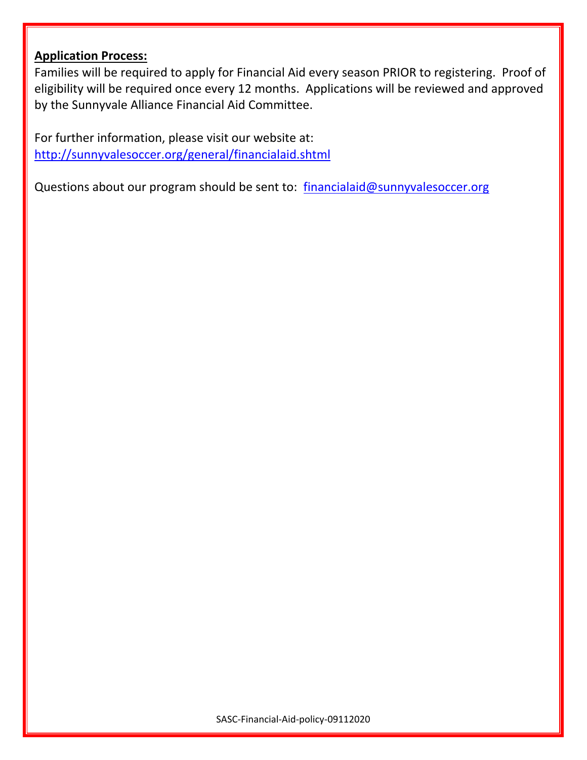**Application Process:**

Families will be required to apply for Financial Aid every season PRIOR to registering. Proof of eligibility will be required once every 12 months. Applications will be reviewed and approved by the Sunnyvale Alliance Financial Aid Committee.

For further information, please visit our website at:
[http://sunnyvalesoccer.org/general/financialaid.shtml](http://sunnyvalesoccer.org/general/financialaid.shtml)

Questions about our program should be sent to: [financialaid@sunnyvalesoccer.org](mailto:financialaid@sunnyvalesoccer.org)

SASC-Financial-Aid-policy-09112020